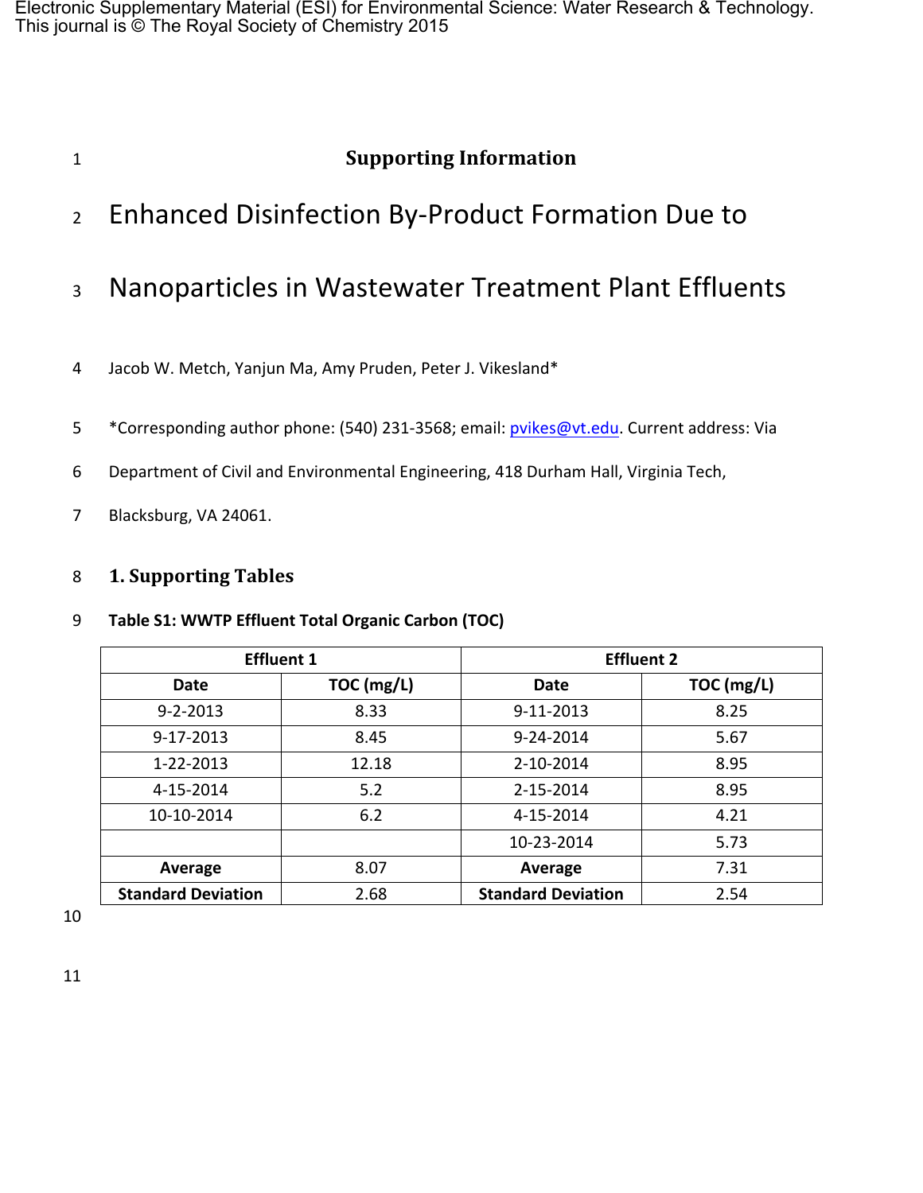# Supporting Information

# Enhanced Disinfection By-Product Formation Due to Nanoparticles in Wastewater Treatment Plant Effluents

Jacob W. Metch, Yanjun Ma, Amy Pruden, Peter J. Vikesland*

*Corresponding author phone: (540) 231-3568; email: pvikes@vt.edu. Current address: Via Department of Civil and Environmental Engineering, 418 Durham Hall, Virginia Tech, Blacksburg, VA 24061.

## 1. Supporting Tables

**Table S1: WWTP Effluent Total Organic Carbon (TOC)**

| Effluent 1 | | Effluent 2 | |
|---|---|---|---|
| **Date** | **TOC (mg/L)** | **Date** | **TOC (mg/L)** |
| 9-2-2013 | 8.33 | 9-11-2013 | 8.25 |
| 9-17-2013 | 8.45 | 9-24-2014 | 5.67 |
| 1-22-2013 | 12.18 | 2-10-2014 | 8.95 |
| 4-15-2014 | 5.2 | 2-15-2014 | 8.95 |
| 10-10-2014 | 6.2 | 4-15-2014 | 4.21 |
| | | 10-23-2014 | 5.73 |
| **Average** | 8.07 | **Average** | 7.31 |
| **Standard Deviation** | 2.68 | **Standard Deviation** | 2.54 |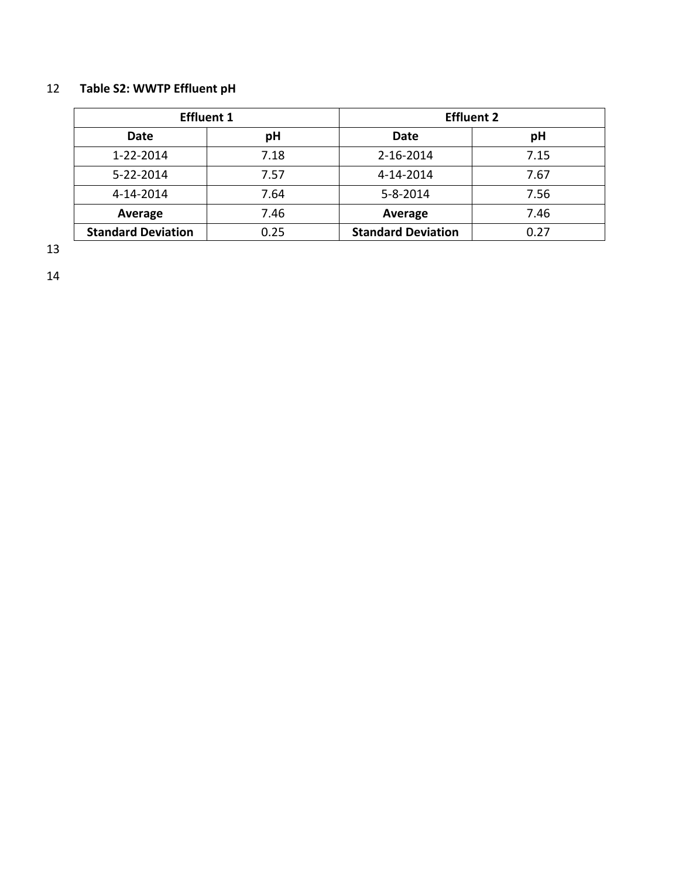**Table S2: WWTP Effluent pH**

| Effluent 1 | | Effluent 2 | |
|---|---|---|---|
| **Date** | **pH** | **Date** | **pH** |
| 1-22-2014 | 7.18 | 2-16-2014 | 7.15 |
| 5-22-2014 | 7.57 | 4-14-2014 | 7.67 |
| 4-14-2014 | 7.64 | 5-8-2014 | 7.56 |
| **Average** | 7.46 | **Average** | 7.46 |
| **Standard Deviation** | 0.25 | **Standard Deviation** | 0.27 |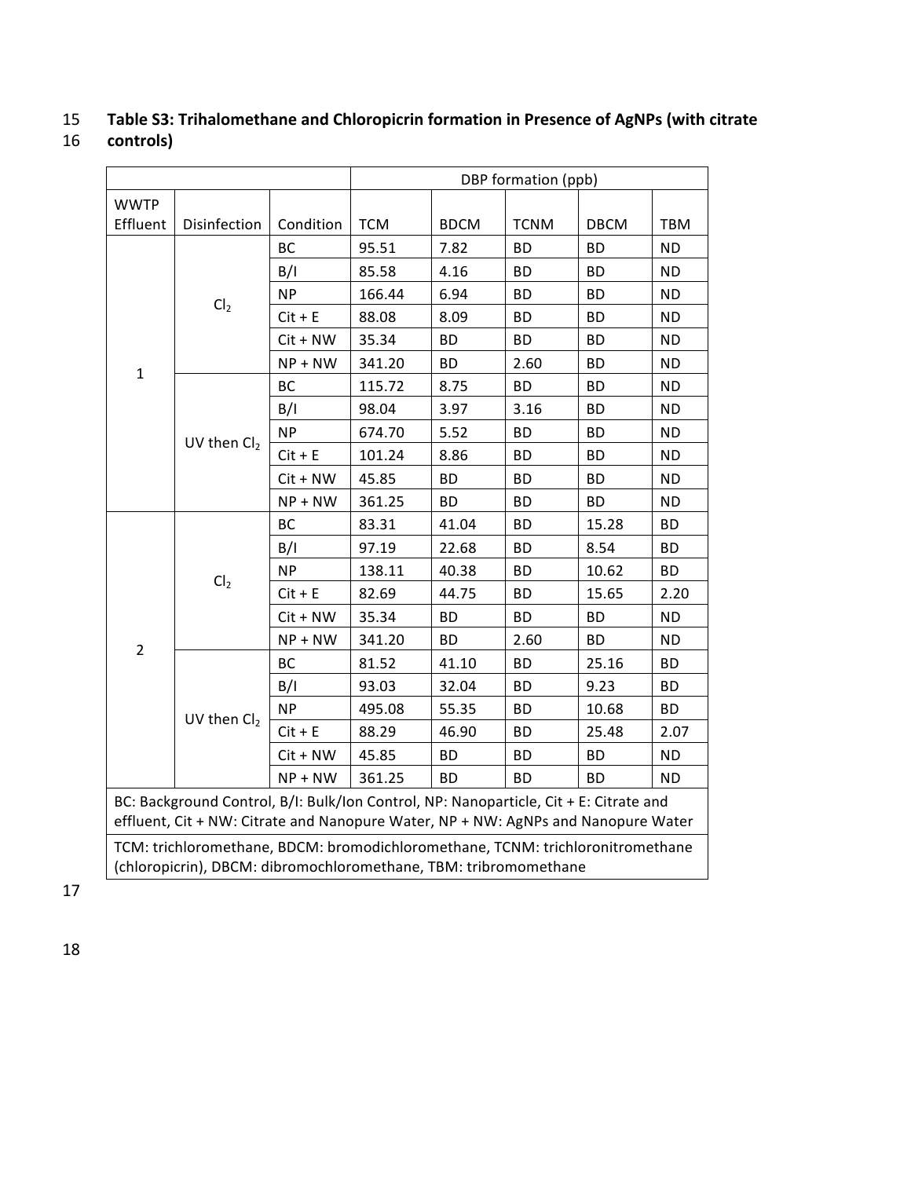**Table S3: Trihalomethane and Chloropicrin formation in Presence of AgNPs (with citrate controls)**

| | | | DBP formation (ppb) | | | | |
|---|---|---|---|---|---|---|---|
| WWTP Effluent | Disinfection | Condition | TCM | BDCM | TCNM | DBCM | TBM |
| 1 | $Cl_2$ | BC | 95.51 | 7.82 | BD | BD | ND |
| | | B/I | 85.58 | 4.16 | BD | BD | ND |
| | | NP | 166.44 | 6.94 | BD | BD | ND |
| | | Cit + E | 88.08 | 8.09 | BD | BD | ND |
| | | Cit + NW | 35.34 | BD | BD | BD | ND |
| | | NP + NW | 341.20 | BD | 2.60 | BD | ND |
| | UV then $Cl_2$ | BC | 115.72 | 8.75 | BD | BD | ND |
| | | B/I | 98.04 | 3.97 | 3.16 | BD | ND |
| | | NP | 674.70 | 5.52 | BD | BD | ND |
| | | Cit + E | 101.24 | 8.86 | BD | BD | ND |
| | | Cit + NW | 45.85 | BD | BD | BD | ND |
| | | NP + NW | 361.25 | BD | BD | BD | ND |
| 2 | $Cl_2$ | BC | 83.31 | 41.04 | BD | 15.28 | BD |
| | | B/I | 97.19 | 22.68 | BD | 8.54 | BD |
| | | NP | 138.11 | 40.38 | BD | 10.62 | BD |
| | | Cit + E | 82.69 | 44.75 | BD | 15.65 | 2.20 |
| | | Cit + NW | 35.34 | BD | BD | BD | ND |
| | | NP + NW | 341.20 | BD | 2.60 | BD | ND |
| | UV then $Cl_2$ | BC | 81.52 | 41.10 | BD | 25.16 | BD |
| | | B/I | 93.03 | 32.04 | BD | 9.23 | BD |
| | | NP | 495.08 | 55.35 | BD | 10.68 | BD |
| | | Cit + E | 88.29 | 46.90 | BD | 25.48 | 2.07 |
| | | Cit + NW | 45.85 | BD | BD | BD | ND |
| | | NP + NW | 361.25 | BD | BD | BD | ND |

BC: Background Control, B/I: Bulk/Ion Control, NP: Nanoparticle, Cit + E: Citrate and effluent, Cit + NW: Citrate and Nanopure Water, NP + NW: AgNPs and Nanopure Water

TCM: trichloromethane, BDCM: bromodichloromethane, TCNM: trichloronitromethane (chloropicrin), DBCM: dibromochloromethane, TBM: tribromomethane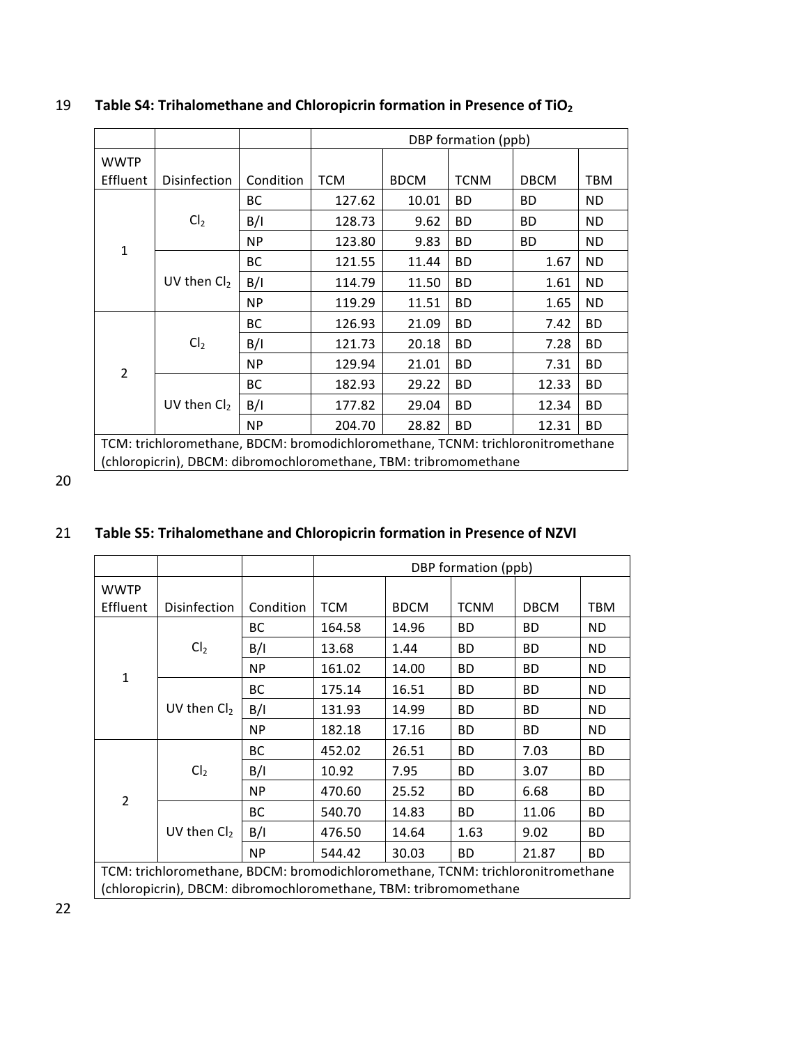**Table S4: Trihalomethane and Chloropicrin formation in Presence of $TiO_2$**

| | | | DBP formation (ppb) | | | | |
|---|---|---|---|---|---|---|---|
| WWTP Effluent | Disinfection | Condition | TCM | BDCM | TCNM | DBCM | TBM |
| 1 | $Cl_2$ | BC | 127.62 | 10.01 | BD | BD | ND |
| | | B/I | 128.73 | 9.62 | BD | BD | ND |
| | | NP | 123.80 | 9.83 | BD | BD | ND |
| | UV then $Cl_2$ | BC | 121.55 | 11.44 | BD | 1.67 | ND |
| | | B/I | 114.79 | 11.50 | BD | 1.61 | ND |
| | | NP | 119.29 | 11.51 | BD | 1.65 | ND |
| 2 | $Cl_2$ | BC | 126.93 | 21.09 | BD | 7.42 | BD |
| | | B/I | 121.73 | 20.18 | BD | 7.28 | BD |
| | | NP | 129.94 | 21.01 | BD | 7.31 | BD |
| | UV then $Cl_2$ | BC | 182.93 | 29.22 | BD | 12.33 | BD |
| | | B/I | 177.82 | 29.04 | BD | 12.34 | BD |
| | | NP | 204.70 | 28.82 | BD | 12.31 | BD |

TCM: trichloromethane, BDCM: bromodichloromethane, TCNM: trichloronitromethane (chloropicrin), DBCM: dibromochloromethane, TBM: tribromomethane

**Table S5: Trihalomethane and Chloropicrin formation in Presence of NZVI**

| | | | DBP formation (ppb) | | | | |
|---|---|---|---|---|---|---|---|
| WWTP Effluent | Disinfection | Condition | TCM | BDCM | TCNM | DBCM | TBM |
| 1 | $Cl_2$ | BC | 164.58 | 14.96 | BD | BD | ND |
| | | B/I | 13.68 | 1.44 | BD | BD | ND |
| | | NP | 161.02 | 14.00 | BD | BD | ND |
| | UV then $Cl_2$ | BC | 175.14 | 16.51 | BD | BD | ND |
| | | B/I | 131.93 | 14.99 | BD | BD | ND |
| | | NP | 182.18 | 17.16 | BD | BD | ND |
| 2 | $Cl_2$ | BC | 452.02 | 26.51 | BD | 7.03 | BD |
| | | B/I | 10.92 | 7.95 | BD | 3.07 | BD |
| | | NP | 470.60 | 25.52 | BD | 6.68 | BD |
| | UV then $Cl_2$ | BC | 540.70 | 14.83 | BD | 11.06 | BD |
| | | B/I | 476.50 | 14.64 | 1.63 | 9.02 | BD |
| | | NP | 544.42 | 30.03 | BD | 21.87 | BD |

TCM: trichloromethane, BDCM: bromodichloromethane, TCNM: trichloronitromethane (chloropicrin), DBCM: dibromochloromethane, TBM: tribromomethane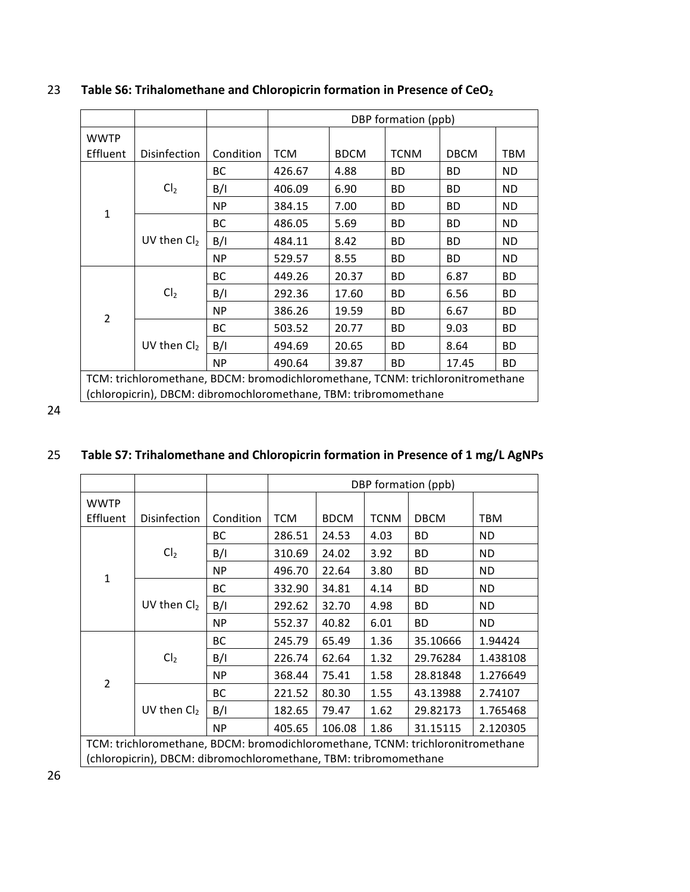**Table S6: Trihalomethane and Chloropicrin formation in Presence of $CeO_2$**

| | | | DBP formation (ppb) | | | | |
|---|---|---|---|---|---|---|---|
| WWTP Effluent | Disinfection | Condition | TCM | BDCM | TCNM | DBCM | TBM |
| 1 | $Cl_2$ | BC | 426.67 | 4.88 | BD | BD | ND |
| | | B/I | 406.09 | 6.90 | BD | BD | ND |
| | | NP | 384.15 | 7.00 | BD | BD | ND |
| | UV then $Cl_2$ | BC | 486.05 | 5.69 | BD | BD | ND |
| | | B/I | 484.11 | 8.42 | BD | BD | ND |
| | | NP | 529.57 | 8.55 | BD | BD | ND |
| 2 | $Cl_2$ | BC | 449.26 | 20.37 | BD | 6.87 | BD |
| | | B/I | 292.36 | 17.60 | BD | 6.56 | BD |
| | | NP | 386.26 | 19.59 | BD | 6.67 | BD |
| | UV then $Cl_2$ | BC | 503.52 | 20.77 | BD | 9.03 | BD |
| | | B/I | 494.69 | 20.65 | BD | 8.64 | BD |
| | | NP | 490.64 | 39.87 | BD | 17.45 | BD |

TCM: trichloromethane, BDCM: bromodichloromethane, TCNM: trichloronitromethane (chloropicrin), DBCM: dibromochloromethane, TBM: tribromomethane

**Table S7: Trihalomethane and Chloropicrin formation in Presence of 1 mg/L AgNPs**

| | | | DBP formation (ppb) | | | | |
|---|---|---|---|---|---|---|---|
| WWTP Effluent | Disinfection | Condition | TCM | BDCM | TCNM | DBCM | TBM |
| 1 | $Cl_2$ | BC | 286.51 | 24.53 | 4.03 | BD | ND |
| | | B/I | 310.69 | 24.02 | 3.92 | BD | ND |
| | | NP | 496.70 | 22.64 | 3.80 | BD | ND |
| | UV then $Cl_2$ | BC | 332.90 | 34.81 | 4.14 | BD | ND |
| | | B/I | 292.62 | 32.70 | 4.98 | BD | ND |
| | | NP | 552.37 | 40.82 | 6.01 | BD | ND |
| 2 | $Cl_2$ | BC | 245.79 | 65.49 | 1.36 | 35.10666 | 1.94424 |
| | | B/I | 226.74 | 62.64 | 1.32 | 29.76284 | 1.438108 |
| | | NP | 368.44 | 75.41 | 1.58 | 28.81848 | 1.276649 |
| | UV then $Cl_2$ | BC | 221.52 | 80.30 | 1.55 | 43.13988 | 2.74107 |
| | | B/I | 182.65 | 79.47 | 1.62 | 29.82173 | 1.765468 |
| | | NP | 405.65 | 106.08 | 1.86 | 31.15115 | 2.120305 |

TCM: trichloromethane, BDCM: bromodichloromethane, TCNM: trichloronitromethane (chloropicrin), DBCM: dibromochloromethane, TBM: tribromomethane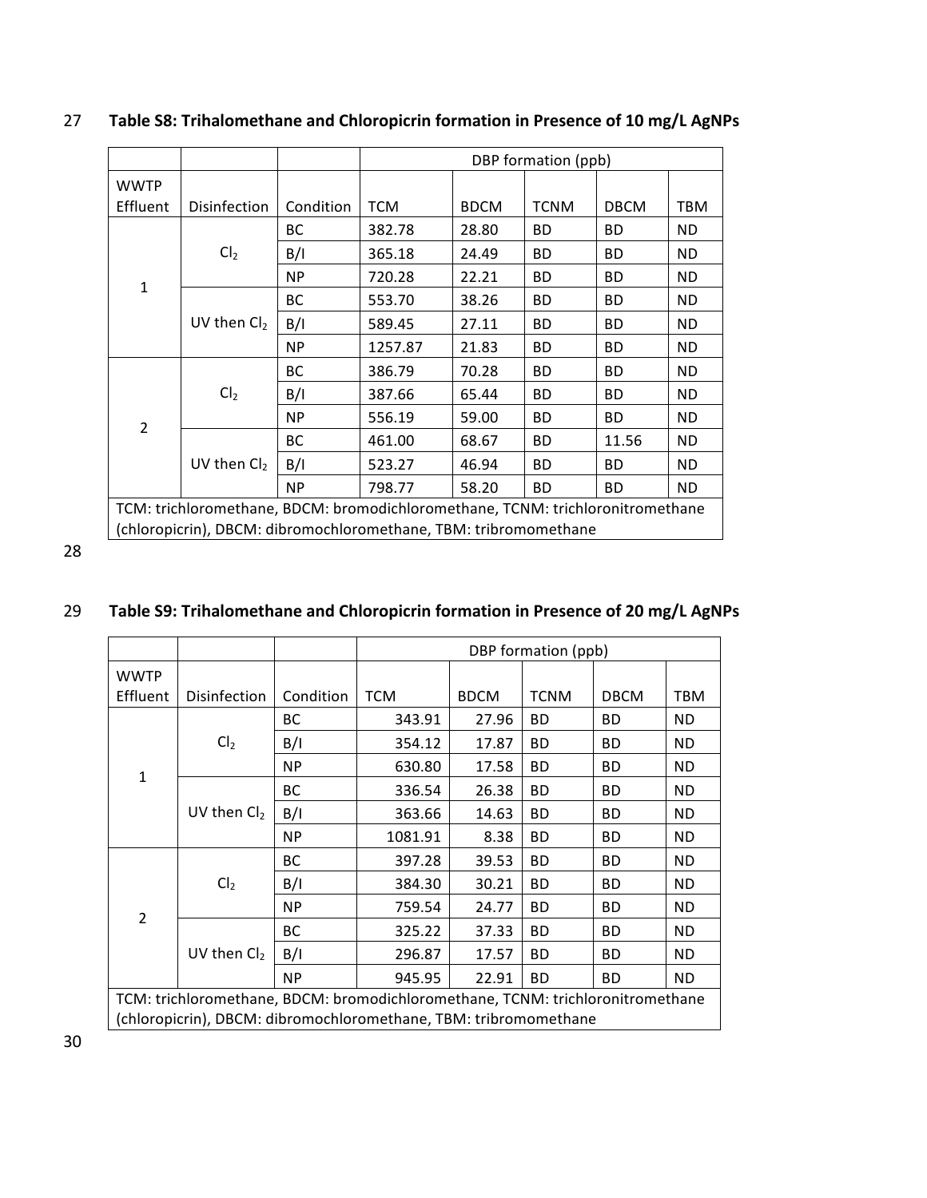**Table S8: Trihalomethane and Chloropicrin formation in Presence of 10 mg/L AgNPs**

| | | | DBP formation (ppb) | | | | |
|---|---|---|---|---|---|---|---|
| WWTP Effluent | Disinfection | Condition | TCM | BDCM | TCNM | DBCM | TBM |
| 1 | $Cl_2$ | BC | 382.78 | 28.80 | BD | BD | ND |
| | | B/I | 365.18 | 24.49 | BD | BD | ND |
| | | NP | 720.28 | 22.21 | BD | BD | ND |
| | UV then $Cl_2$ | BC | 553.70 | 38.26 | BD | BD | ND |
| | | B/I | 589.45 | 27.11 | BD | BD | ND |
| | | NP | 1257.87 | 21.83 | BD | BD | ND |
| 2 | $Cl_2$ | BC | 386.79 | 70.28 | BD | BD | ND |
| | | B/I | 387.66 | 65.44 | BD | BD | ND |
| | | NP | 556.19 | 59.00 | BD | BD | ND |
| | UV then $Cl_2$ | BC | 461.00 | 68.67 | BD | 11.56 | ND |
| | | B/I | 523.27 | 46.94 | BD | BD | ND |
| | | NP | 798.77 | 58.20 | BD | BD | ND |

TCM: trichloromethane, BDCM: bromodichloromethane, TCNM: trichloronitromethane (chloropicrin), DBCM: dibromochloromethane, TBM: tribromomethane

**Table S9: Trihalomethane and Chloropicrin formation in Presence of 20 mg/L AgNPs**

| | | | DBP formation (ppb) | | | | |
|---|---|---|---|---|---|---|---|
| WWTP Effluent | Disinfection | Condition | TCM | BDCM | TCNM | DBCM | TBM |
| 1 | $Cl_2$ | BC | 343.91 | 27.96 | BD | BD | ND |
| | | B/I | 354.12 | 17.87 | BD | BD | ND |
| | | NP | 630.80 | 17.58 | BD | BD | ND |
| | UV then $Cl_2$ | BC | 336.54 | 26.38 | BD | BD | ND |
| | | B/I | 363.66 | 14.63 | BD | BD | ND |
| | | NP | 1081.91 | 8.38 | BD | BD | ND |
| 2 | $Cl_2$ | BC | 397.28 | 39.53 | BD | BD | ND |
| | | B/I | 384.30 | 30.21 | BD | BD | ND |
| | | NP | 759.54 | 24.77 | BD | BD | ND |
| | UV then $Cl_2$ | BC | 325.22 | 37.33 | BD | BD | ND |
| | | B/I | 296.87 | 17.57 | BD | BD | ND |
| | | NP | 945.95 | 22.91 | BD | BD | ND |

TCM: trichloromethane, BDCM: bromodichloromethane, TCNM: trichloronitromethane (chloropicrin), DBCM: dibromochloromethane, TBM: tribromomethane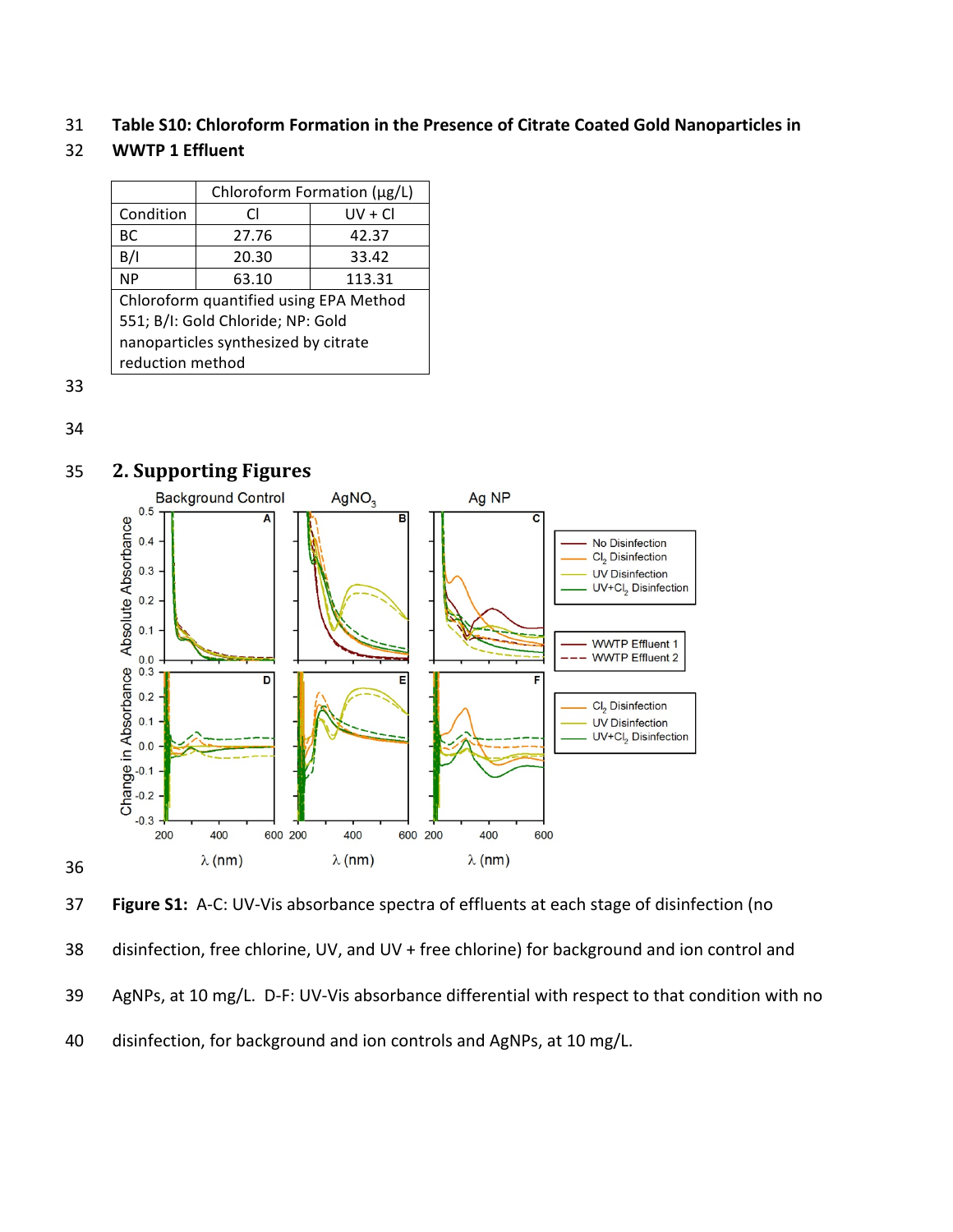**Table S10: Chloroform Formation in the Presence of Citrate Coated Gold Nanoparticles in WWTP 1 Effluent**

| | Chloroform Formation (μg/L) | |
|---|---|---|
| Condition | Cl | UV + Cl |
| BC | 27.76 | 42.37 |
| B/I | 20.30 | 33.42 |
| NP | 63.10 | 113.31 |

Chloroform quantified using EPA Method 551; B/I: Gold Chloride; NP: Gold nanoparticles synthesized by citrate reduction method

## 2. Supporting Figures

**Figure S1:** A-C: UV-Vis absorbance spectra of effluents at each stage of disinfection (no disinfection, free chlorine, UV, and UV + free chlorine) for background and ion control and AgNPs, at 10 mg/L. D-F: UV-Vis absorbance differential with respect to that condition with no disinfection, for background and ion controls and AgNPs, at 10 mg/L.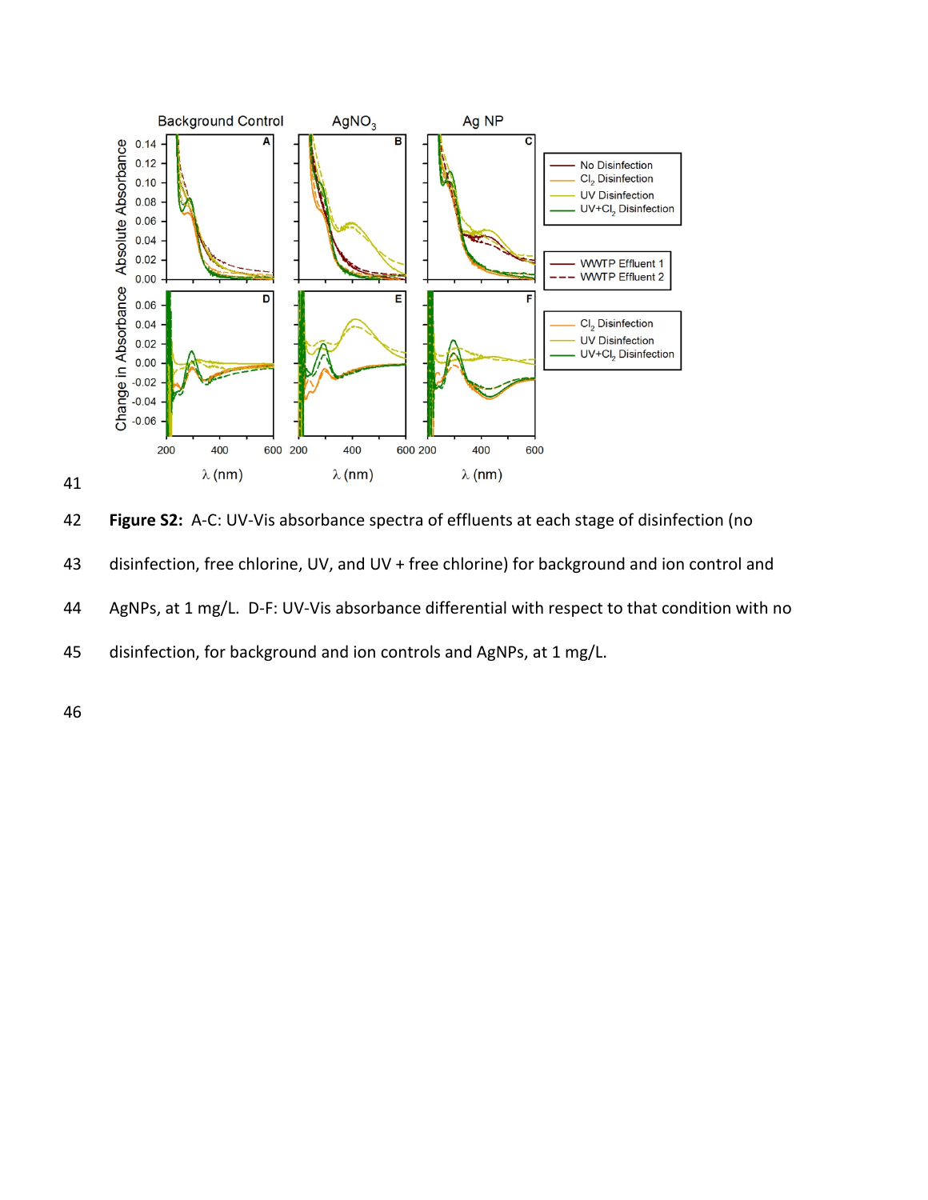Background Control

AgNO$_3$

Ag NP

Absolute Absorbance

0.14
0.12
0.10
0.08
0.06
0.04
0.02
0.00

A

B

C

No Disinfection
Cl$_2$ Disinfection
UV Disinfection
UV+Cl$_2$ Disinfection

WWTP Effluent 1
WWTP Effluent 2

Change in Absorbance

0.06
0.04
0.02
0.00
-0.02
-0.04
-0.06

D

E

F

Cl$_2$ Disinfection
UV Disinfection
UV+Cl$_2$ Disinfection

200 400 600 200 400 600 200 400 600

λ (nm)

λ (nm)

λ (nm)

**Figure S2:** A-C: UV-Vis absorbance spectra of effluents at each stage of disinfection (no disinfection, free chlorine, UV, and UV + free chlorine) for background and ion control and AgNPs, at 1 mg/L. D-F: UV-Vis absorbance differential with respect to that condition with no disinfection, for background and ion controls and AgNPs, at 1 mg/L.